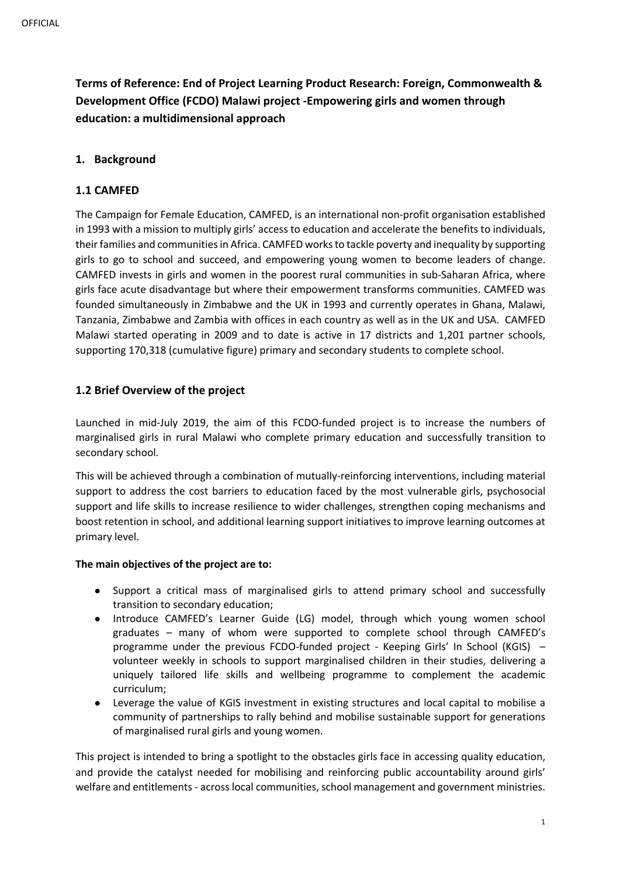**Terms of Reference: End of Project Learning Product Research: Foreign, Commonwealth & Development Office (FCDO) Malawi project -Empowering girls and women through education: a multidimensional approach**

## 1. Background

### 1.1 CAMFED

The Campaign for Female Education, CAMFED, is an international non-profit organisation established in 1993 with a mission to multiply girls' access to education and accelerate the benefits to individuals, their families and communities in Africa. CAMFED works to tackle poverty and inequality by supporting girls to go to school and succeed, and empowering young women to become leaders of change. CAMFED invests in girls and women in the poorest rural communities in sub-Saharan Africa, where girls face acute disadvantage but where their empowerment transforms communities. CAMFED was founded simultaneously in Zimbabwe and the UK in 1993 and currently operates in Ghana, Malawi, Tanzania, Zimbabwe and Zambia with offices in each country as well as in the UK and USA. CAMFED Malawi started operating in 2009 and to date is active in 17 districts and 1,201 partner schools, supporting 170,318 (cumulative figure) primary and secondary students to complete school.

### 1.2 Brief Overview of the project

Launched in mid-July 2019, the aim of this FCDO-funded project is to increase the numbers of marginalised girls in rural Malawi who complete primary education and successfully transition to secondary school.

This will be achieved through a combination of mutually-reinforcing interventions, including material support to address the cost barriers to education faced by the most vulnerable girls, psychosocial support and life skills to increase resilience to wider challenges, strengthen coping mechanisms and boost retention in school, and additional learning support initiatives to improve learning outcomes at primary level.

**The main objectives of the project are to:**

- Support a critical mass of marginalised girls to attend primary school and successfully transition to secondary education;
- Introduce CAMFED's Learner Guide (LG) model, through which young women school graduates – many of whom were supported to complete school through CAMFED's programme under the previous FCDO-funded project - Keeping Girls' In School (KGIS) – volunteer weekly in schools to support marginalised children in their studies, delivering a uniquely tailored life skills and wellbeing programme to complement the academic curriculum;
- Leverage the value of KGIS investment in existing structures and local capital to mobilise a community of partnerships to rally behind and mobilise sustainable support for generations of marginalised rural girls and young women.

This project is intended to bring a spotlight to the obstacles girls face in accessing quality education, and provide the catalyst needed for mobilising and reinforcing public accountability around girls' welfare and entitlements - across local communities, school management and government ministries.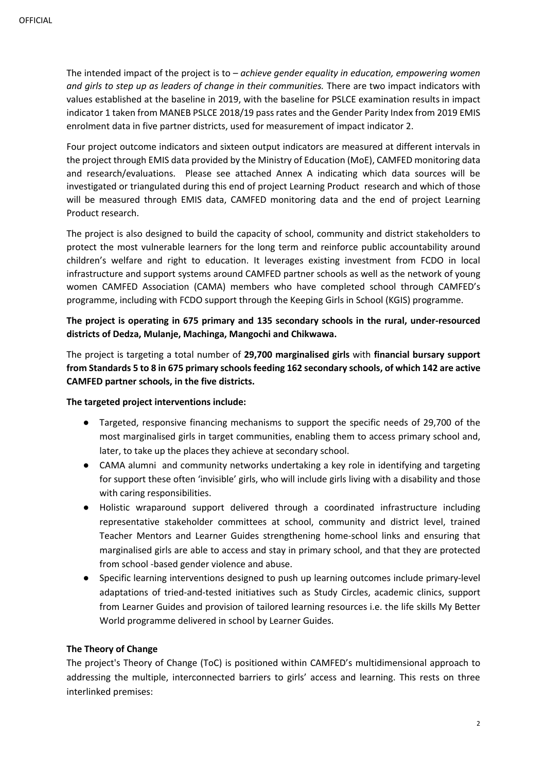The intended impact of the project is to – *achieve gender equality in education, empowering women and girls to step up as leaders of change in their communities.* There are two impact indicators with values established at the baseline in 2019, with the baseline for PSLCE examination results in impact indicator 1 taken from MANEB PSLCE 2018/19 pass rates and the Gender Parity Index from 2019 EMIS enrolment data in five partner districts, used for measurement of impact indicator 2.

Four project outcome indicators and sixteen output indicators are measured at different intervals in the project through EMIS data provided by the Ministry of Education (MoE), CAMFED monitoring data and research/evaluations. Please see attached Annex A indicating which data sources will be investigated or triangulated during this end of project Learning Product research and which of those will be measured through EMIS data, CAMFED monitoring data and the end of project Learning Product research.

The project is also designed to build the capacity of school, community and district stakeholders to protect the most vulnerable learners for the long term and reinforce public accountability around children's welfare and right to education. It leverages existing investment from FCDO in local infrastructure and support systems around CAMFED partner schools as well as the network of young women CAMFED Association (CAMA) members who have completed school through CAMFED's programme, including with FCDO support through the Keeping Girls in School (KGIS) programme.

**The project is operating in 675 primary and 135 secondary schools in the rural, under-resourced districts of Dedza, Mulanje, Machinga, Mangochi and Chikwawa.**

The project is targeting a total number of **29,700 marginalised girls** with **financial bursary support from Standards 5 to 8 in 675 primary schools feeding 162 secondary schools, of which 142 are active CAMFED partner schools, in the five districts.**

**The targeted project interventions include:**

- Targeted, responsive financing mechanisms to support the specific needs of 29,700 of the most marginalised girls in target communities, enabling them to access primary school and, later, to take up the places they achieve at secondary school.
- CAMA alumni and community networks undertaking a key role in identifying and targeting for support these often 'invisible' girls, who will include girls living with a disability and those with caring responsibilities.
- Holistic wraparound support delivered through a coordinated infrastructure including representative stakeholder committees at school, community and district level, trained Teacher Mentors and Learner Guides strengthening home-school links and ensuring that marginalised girls are able to access and stay in primary school, and that they are protected from school -based gender violence and abuse.
- Specific learning interventions designed to push up learning outcomes include primary-level adaptations of tried-and-tested initiatives such as Study Circles, academic clinics, support from Learner Guides and provision of tailored learning resources i.e. the life skills My Better World programme delivered in school by Learner Guides.

**The Theory of Change**

The project's Theory of Change (ToC) is positioned within CAMFED's multidimensional approach to addressing the multiple, interconnected barriers to girls' access and learning. This rests on three interlinked premises: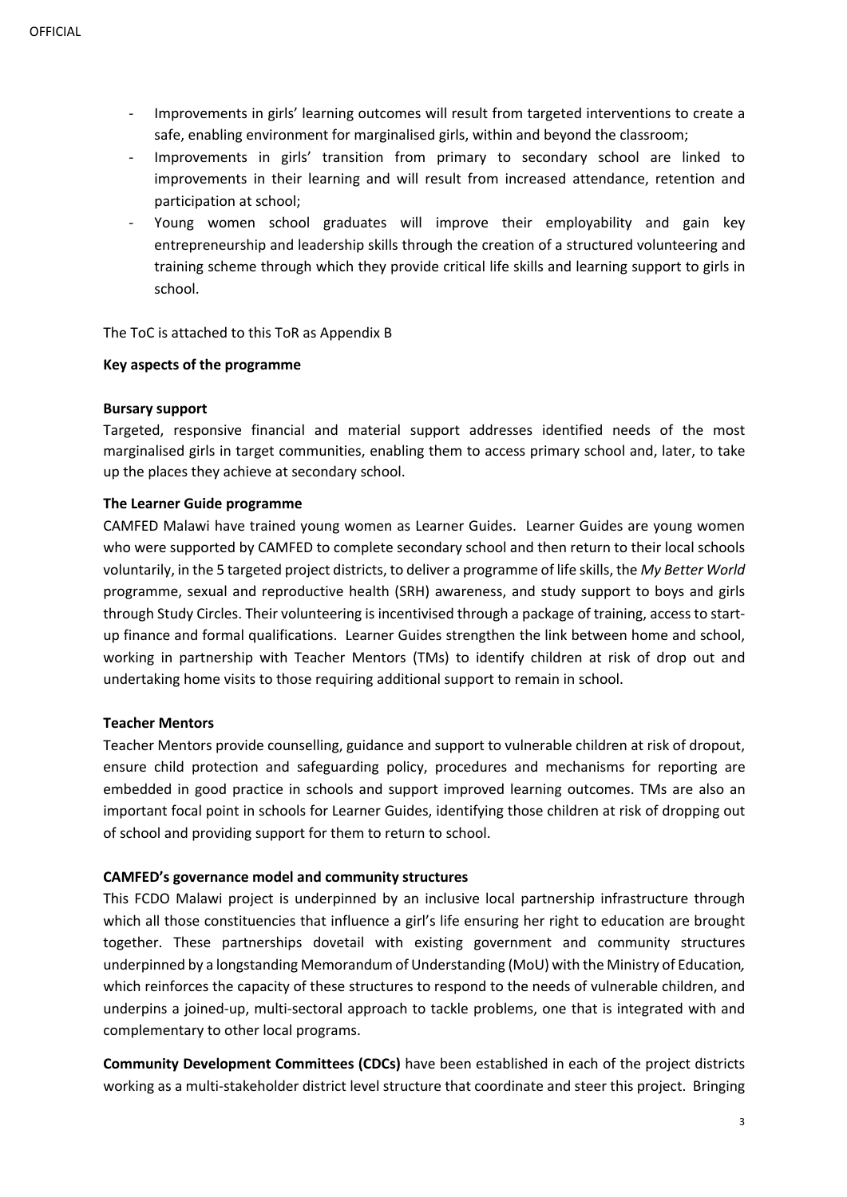- Improvements in girls' learning outcomes will result from targeted interventions to create a safe, enabling environment for marginalised girls, within and beyond the classroom;
- Improvements in girls' transition from primary to secondary school are linked to improvements in their learning and will result from increased attendance, retention and participation at school;
- Young women school graduates will improve their employability and gain key entrepreneurship and leadership skills through the creation of a structured volunteering and training scheme through which they provide critical life skills and learning support to girls in school.

The ToC is attached to this ToR as Appendix B

**Key aspects of the programme**

**Bursary support**

Targeted, responsive financial and material support addresses identified needs of the most marginalised girls in target communities, enabling them to access primary school and, later, to take up the places they achieve at secondary school.

**The Learner Guide programme**

CAMFED Malawi have trained young women as Learner Guides. Learner Guides are young women who were supported by CAMFED to complete secondary school and then return to their local schools voluntarily, in the 5 targeted project districts, to deliver a programme of life skills, the *My Better World* programme, sexual and reproductive health (SRH) awareness, and study support to boys and girls through Study Circles. Their volunteering is incentivised through a package of training, access to start-up finance and formal qualifications. Learner Guides strengthen the link between home and school, working in partnership with Teacher Mentors (TMs) to identify children at risk of drop out and undertaking home visits to those requiring additional support to remain in school.

**Teacher Mentors**

Teacher Mentors provide counselling, guidance and support to vulnerable children at risk of dropout, ensure child protection and safeguarding policy, procedures and mechanisms for reporting are embedded in good practice in schools and support improved learning outcomes. TMs are also an important focal point in schools for Learner Guides, identifying those children at risk of dropping out of school and providing support for them to return to school.

**CAMFED's governance model and community structures**

This FCDO Malawi project is underpinned by an inclusive local partnership infrastructure through which all those constituencies that influence a girl's life ensuring her right to education are brought together. These partnerships dovetail with existing government and community structures underpinned by a longstanding Memorandum of Understanding (MoU) with the Ministry of Education*,* which reinforces the capacity of these structures to respond to the needs of vulnerable children, and underpins a joined-up, multi-sectoral approach to tackle problems, one that is integrated with and complementary to other local programs.

**Community Development Committees (CDCs)** have been established in each of the project districts working as a multi-stakeholder district level structure that coordinate and steer this project. Bringing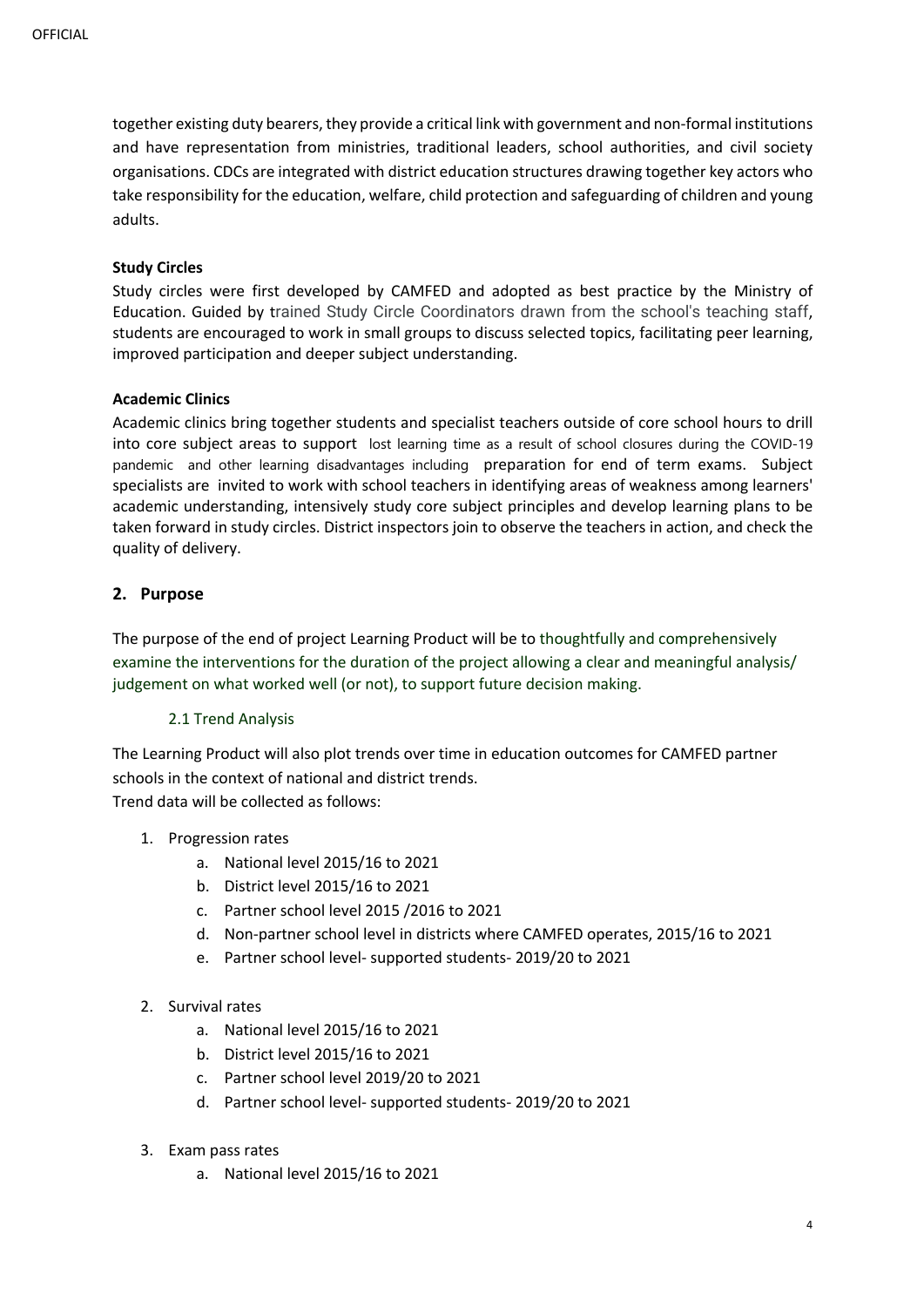together existing duty bearers, they provide a critical link with government and non-formal institutions and have representation from ministries, traditional leaders, school authorities, and civil society organisations. CDCs are integrated with district education structures drawing together key actors who take responsibility for the education, welfare, child protection and safeguarding of children and young adults.

**Study Circles**

Study circles were first developed by CAMFED and adopted as best practice by the Ministry of Education. Guided by trained Study Circle Coordinators drawn from the school's teaching staff, students are encouraged to work in small groups to discuss selected topics, facilitating peer learning, improved participation and deeper subject understanding.

**Academic Clinics**

Academic clinics bring together students and specialist teachers outside of core school hours to drill into core subject areas to support lost learning time as a result of school closures during the COVID-19 pandemic and other learning disadvantages including preparation for end of term exams. Subject specialists are invited to work with school teachers in identifying areas of weakness among learners' academic understanding, intensively study core subject principles and develop learning plans to be taken forward in study circles. District inspectors join to observe the teachers in action, and check the quality of delivery.

## 2. Purpose

The purpose of the end of project Learning Product will be to thoughtfully and comprehensively examine the interventions for the duration of the project allowing a clear and meaningful analysis/ judgement on what worked well (or not), to support future decision making.

### 2.1 Trend Analysis

The Learning Product will also plot trends over time in education outcomes for CAMFED partner schools in the context of national and district trends.
Trend data will be collected as follows:

1. Progression rates
   a. National level 2015/16 to 2021
   b. District level 2015/16 to 2021
   c. Partner school level 2015 /2016 to 2021
   d. Non-partner school level in districts where CAMFED operates, 2015/16 to 2021
   e. Partner school level- supported students- 2019/20 to 2021

2. Survival rates
   a. National level 2015/16 to 2021
   b. District level 2015/16 to 2021
   c. Partner school level 2019/20 to 2021
   d. Partner school level- supported students- 2019/20 to 2021

3. Exam pass rates
   a. National level 2015/16 to 2021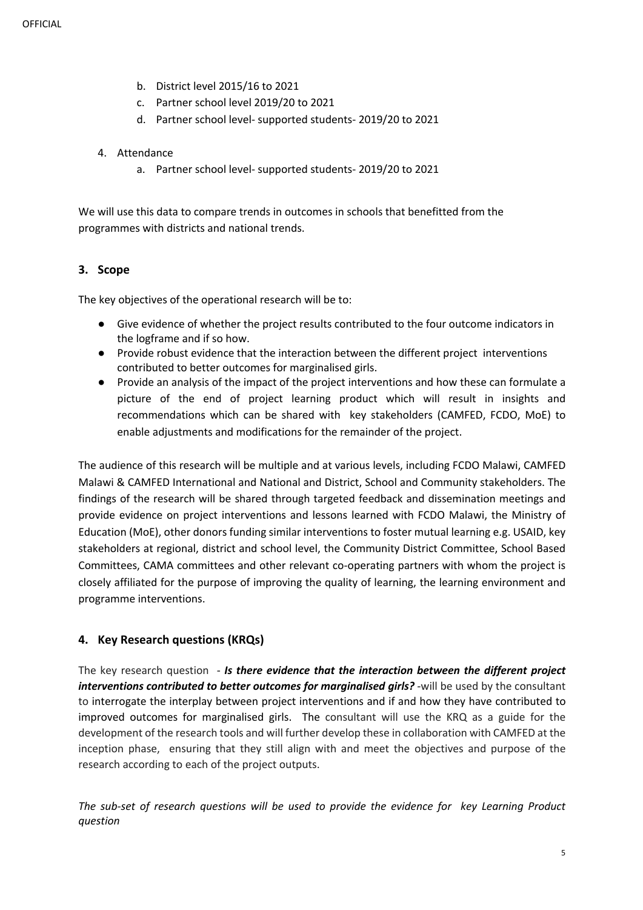b. District level 2015/16 to 2021
   c. Partner school level 2019/20 to 2021
   d. Partner school level- supported students- 2019/20 to 2021

4. Attendance
   a. Partner school level- supported students- 2019/20 to 2021

We will use this data to compare trends in outcomes in schools that benefitted from the programmes with districts and national trends.

## 3. Scope

The key objectives of the operational research will be to:

- Give evidence of whether the project results contributed to the four outcome indicators in the logframe and if so how.
- Provide robust evidence that the interaction between the different project interventions contributed to better outcomes for marginalised girls.
- Provide an analysis of the impact of the project interventions and how these can formulate a picture of the end of project learning product which will result in insights and recommendations which can be shared with key stakeholders (CAMFED, FCDO, MoE) to enable adjustments and modifications for the remainder of the project.

The audience of this research will be multiple and at various levels, including FCDO Malawi, CAMFED Malawi & CAMFED International and National and District, School and Community stakeholders. The findings of the research will be shared through targeted feedback and dissemination meetings and provide evidence on project interventions and lessons learned with FCDO Malawi, the Ministry of Education (MoE), other donors funding similar interventions to foster mutual learning e.g. USAID, key stakeholders at regional, district and school level, the Community District Committee, School Based Committees, CAMA committees and other relevant co-operating partners with whom the project is closely affiliated for the purpose of improving the quality of learning, the learning environment and programme interventions.

## 4. Key Research questions (KRQs)

The key research question - ***Is there evidence that the interaction between the different project interventions contributed to better outcomes for marginalised girls?*** -will be used by the consultant to interrogate the interplay between project interventions and if and how they have contributed to improved outcomes for marginalised girls. The consultant will use the KRQ as a guide for the development of the research tools and will further develop these in collaboration with CAMFED at the inception phase, ensuring that they still align with and meet the objectives and purpose of the research according to each of the project outputs.

*The sub-set of research questions will be used to provide the evidence for key Learning Product question*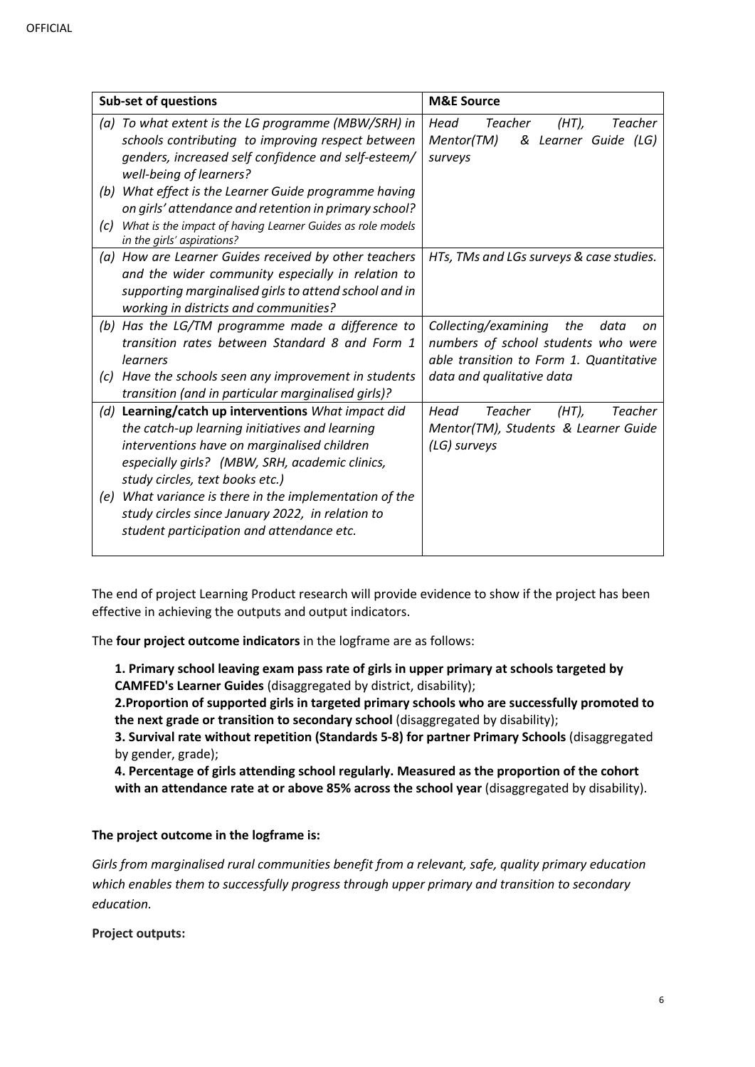| Sub-set of questions | M&E Source |
|---|---|
| *(a) To what extent is the LG programme (MBW/SRH) in schools contributing to improving respect between genders, increased self confidence and self-esteem/ well-being of learners?*<br>*(b) What effect is the Learner Guide programme having on girls' attendance and retention in primary school?*<br>*(c) What is the impact of having Learner Guides as role models in the girls' aspirations?* | *Head Teacher (HT), Teacher Mentor(TM) & Learner Guide (LG) surveys* |
| *(a) How are Learner Guides received by other teachers and the wider community especially in relation to supporting marginalised girls to attend school and in working in districts and communities?* | *HTs, TMs and LGs surveys & case studies.* |
| *(b) Has the LG/TM programme made a difference to transition rates between Standard 8 and Form 1 learners*<br>*(c) Have the schools seen any improvement in students transition (and in particular marginalised girls)?* | *Collecting/examining the data on numbers of school students who were able transition to Form 1. Quantitative data and qualitative data* |
| *(d)* **Learning/catch up interventions** *What impact did the catch-up learning initiatives and learning interventions have on marginalised children especially girls? (MBW, SRH, academic clinics, study circles, text books etc.)*<br>*(e) What variance is there in the implementation of the study circles since January 2022, in relation to student participation and attendance etc.* | *Head Teacher (HT), Teacher Mentor(TM), Students & Learner Guide (LG) surveys* |

The end of project Learning Product research will provide evidence to show if the project has been effective in achieving the outputs and output indicators.

The **four project outcome indicators** in the logframe are as follows:

**1. Primary school leaving exam pass rate of girls in upper primary at schools targeted by CAMFED's Learner Guides** (disaggregated by district, disability);
**2.Proportion of supported girls in targeted primary schools who are successfully promoted to the next grade or transition to secondary school** (disaggregated by disability);
**3. Survival rate without repetition (Standards 5-8) for partner Primary Schools** (disaggregated by gender, grade);
**4. Percentage of girls attending school regularly. Measured as the proportion of the cohort with an attendance rate at or above 85% across the school year** (disaggregated by disability).

**The project outcome in the logframe is:**

*Girls from marginalised rural communities benefit from a relevant, safe, quality primary education which enables them to successfully progress through upper primary and transition to secondary education.*

**Project outputs:**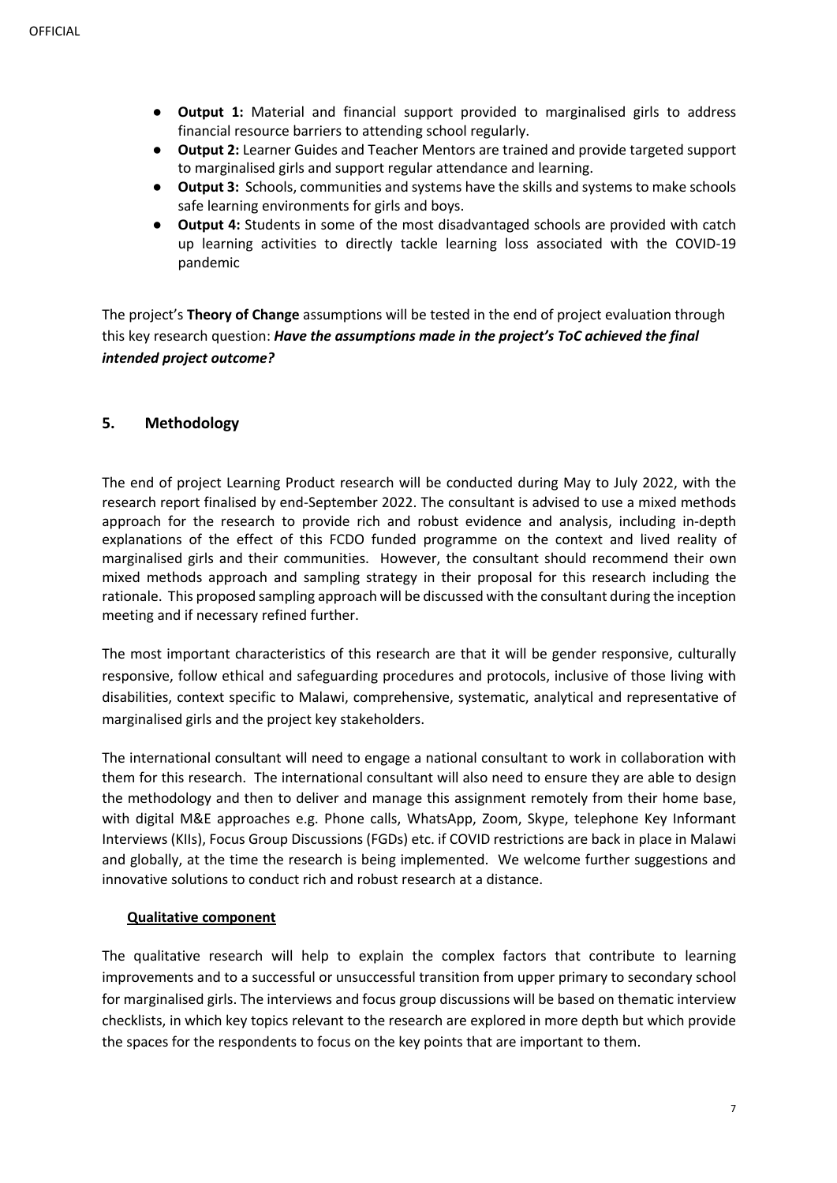- **Output 1:** Material and financial support provided to marginalised girls to address financial resource barriers to attending school regularly.
- **Output 2:** Learner Guides and Teacher Mentors are trained and provide targeted support to marginalised girls and support regular attendance and learning.
- **Output 3:** Schools, communities and systems have the skills and systems to make schools safe learning environments for girls and boys.
- **Output 4:** Students in some of the most disadvantaged schools are provided with catch up learning activities to directly tackle learning loss associated with the COVID-19 pandemic

The project's **Theory of Change** assumptions will be tested in the end of project evaluation through this key research question: ***Have the assumptions made in the project's ToC achieved the final intended project outcome?***

## 5. Methodology

The end of project Learning Product research will be conducted during May to July 2022, with the research report finalised by end-September 2022. The consultant is advised to use a mixed methods approach for the research to provide rich and robust evidence and analysis, including in-depth explanations of the effect of this FCDO funded programme on the context and lived reality of marginalised girls and their communities. However, the consultant should recommend their own mixed methods approach and sampling strategy in their proposal for this research including the rationale. This proposed sampling approach will be discussed with the consultant during the inception meeting and if necessary refined further.

The most important characteristics of this research are that it will be gender responsive, culturally responsive, follow ethical and safeguarding procedures and protocols, inclusive of those living with disabilities, context specific to Malawi, comprehensive, systematic, analytical and representative of marginalised girls and the project key stakeholders.

The international consultant will need to engage a national consultant to work in collaboration with them for this research. The international consultant will also need to ensure they are able to design the methodology and then to deliver and manage this assignment remotely from their home base, with digital M&E approaches e.g. Phone calls, WhatsApp, Zoom, Skype, telephone Key Informant Interviews (KIIs), Focus Group Discussions (FGDs) etc. if COVID restrictions are back in place in Malawi and globally, at the time the research is being implemented. We welcome further suggestions and innovative solutions to conduct rich and robust research at a distance.

### Qualitative component

The qualitative research will help to explain the complex factors that contribute to learning improvements and to a successful or unsuccessful transition from upper primary to secondary school for marginalised girls. The interviews and focus group discussions will be based on thematic interview checklists, in which key topics relevant to the research are explored in more depth but which provide the spaces for the respondents to focus on the key points that are important to them.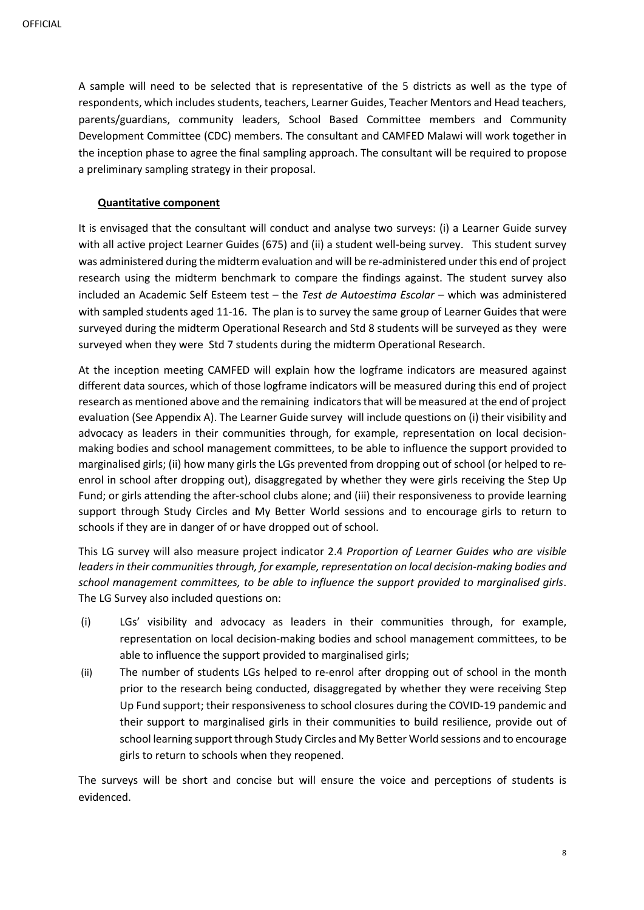A sample will need to be selected that is representative of the 5 districts as well as the type of respondents, which includes students, teachers, Learner Guides, Teacher Mentors and Head teachers, parents/guardians, community leaders, School Based Committee members and Community Development Committee (CDC) members. The consultant and CAMFED Malawi will work together in the inception phase to agree the final sampling approach. The consultant will be required to propose a preliminary sampling strategy in their proposal.

**Quantitative component**

It is envisaged that the consultant will conduct and analyse two surveys: (i) a Learner Guide survey with all active project Learner Guides (675) and (ii) a student well-being survey. This student survey was administered during the midterm evaluation and will be re-administered under this end of project research using the midterm benchmark to compare the findings against. The student survey also included an Academic Self Esteem test – the *Test de Autoestima Escolar* – which was administered with sampled students aged 11-16. The plan is to survey the same group of Learner Guides that were surveyed during the midterm Operational Research and Std 8 students will be surveyed as they were surveyed when they were Std 7 students during the midterm Operational Research.

At the inception meeting CAMFED will explain how the logframe indicators are measured against different data sources, which of those logframe indicators will be measured during this end of project research as mentioned above and the remaining indicators that will be measured at the end of project evaluation (See Appendix A). The Learner Guide survey will include questions on (i) their visibility and advocacy as leaders in their communities through, for example, representation on local decision-making bodies and school management committees, to be able to influence the support provided to marginalised girls; (ii) how many girls the LGs prevented from dropping out of school (or helped to re-enrol in school after dropping out), disaggregated by whether they were girls receiving the Step Up Fund; or girls attending the after-school clubs alone; and (iii) their responsiveness to provide learning support through Study Circles and My Better World sessions and to encourage girls to return to schools if they are in danger of or have dropped out of school.

This LG survey will also measure project indicator 2.4 *Proportion of Learner Guides who are visible leaders in their communities through, for example, representation on local decision-making bodies and school management committees, to be able to influence the support provided to marginalised girls*. The LG Survey also included questions on:

(i) LGs' visibility and advocacy as leaders in their communities through, for example, representation on local decision-making bodies and school management committees, to be able to influence the support provided to marginalised girls;

(ii) The number of students LGs helped to re-enrol after dropping out of school in the month prior to the research being conducted, disaggregated by whether they were receiving Step Up Fund support; their responsiveness to school closures during the COVID-19 pandemic and their support to marginalised girls in their communities to build resilience, provide out of school learning support through Study Circles and My Better World sessions and to encourage girls to return to schools when they reopened.

The surveys will be short and concise but will ensure the voice and perceptions of students is evidenced.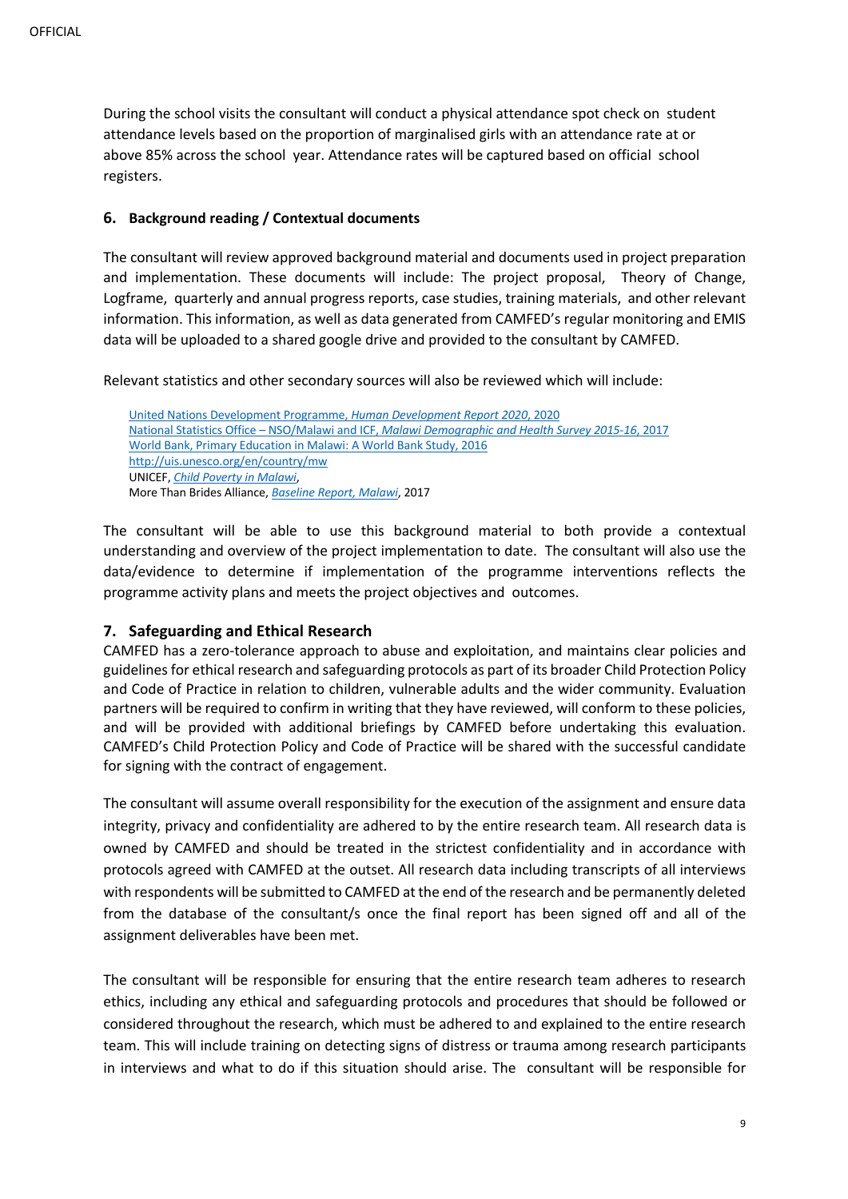During the school visits the consultant will conduct a physical attendance spot check on student attendance levels based on the proportion of marginalised girls with an attendance rate at or above 85% across the school year. Attendance rates will be captured based on official school registers.

## 6. Background reading / Contextual documents

The consultant will review approved background material and documents used in project preparation and implementation. These documents will include: The project proposal, Theory of Change, Logframe, quarterly and annual progress reports, case studies, training materials, and other relevant information. This information, as well as data generated from CAMFED's regular monitoring and EMIS data will be uploaded to a shared google drive and provided to the consultant by CAMFED.

Relevant statistics and other secondary sources will also be reviewed which will include:

United Nations Development Programme, *Human Development Report 2020*, 2020
National Statistics Office – NSO/Malawi and ICF, *Malawi Demographic and Health Survey 2015-16*, 2017
World Bank, Primary Education in Malawi: A World Bank Study, 2016
http://uis.unesco.org/en/country/mw
UNICEF, *Child Poverty in Malawi*,
More Than Brides Alliance, *Baseline Report, Malawi*, 2017

The consultant will be able to use this background material to both provide a contextual understanding and overview of the project implementation to date. The consultant will also use the data/evidence to determine if implementation of the programme interventions reflects the programme activity plans and meets the project objectives and outcomes.

## 7. Safeguarding and Ethical Research

CAMFED has a zero-tolerance approach to abuse and exploitation, and maintains clear policies and guidelines for ethical research and safeguarding protocols as part of its broader Child Protection Policy and Code of Practice in relation to children, vulnerable adults and the wider community. Evaluation partners will be required to confirm in writing that they have reviewed, will conform to these policies, and will be provided with additional briefings by CAMFED before undertaking this evaluation. CAMFED's Child Protection Policy and Code of Practice will be shared with the successful candidate for signing with the contract of engagement.

The consultant will assume overall responsibility for the execution of the assignment and ensure data integrity, privacy and confidentiality are adhered to by the entire research team. All research data is owned by CAMFED and should be treated in the strictest confidentiality and in accordance with protocols agreed with CAMFED at the outset. All research data including transcripts of all interviews with respondents will be submitted to CAMFED at the end of the research and be permanently deleted from the database of the consultant/s once the final report has been signed off and all of the assignment deliverables have been met.

The consultant will be responsible for ensuring that the entire research team adheres to research ethics, including any ethical and safeguarding protocols and procedures that should be followed or considered throughout the research, which must be adhered to and explained to the entire research team. This will include training on detecting signs of distress or trauma among research participants in interviews and what to do if this situation should arise. The consultant will be responsible for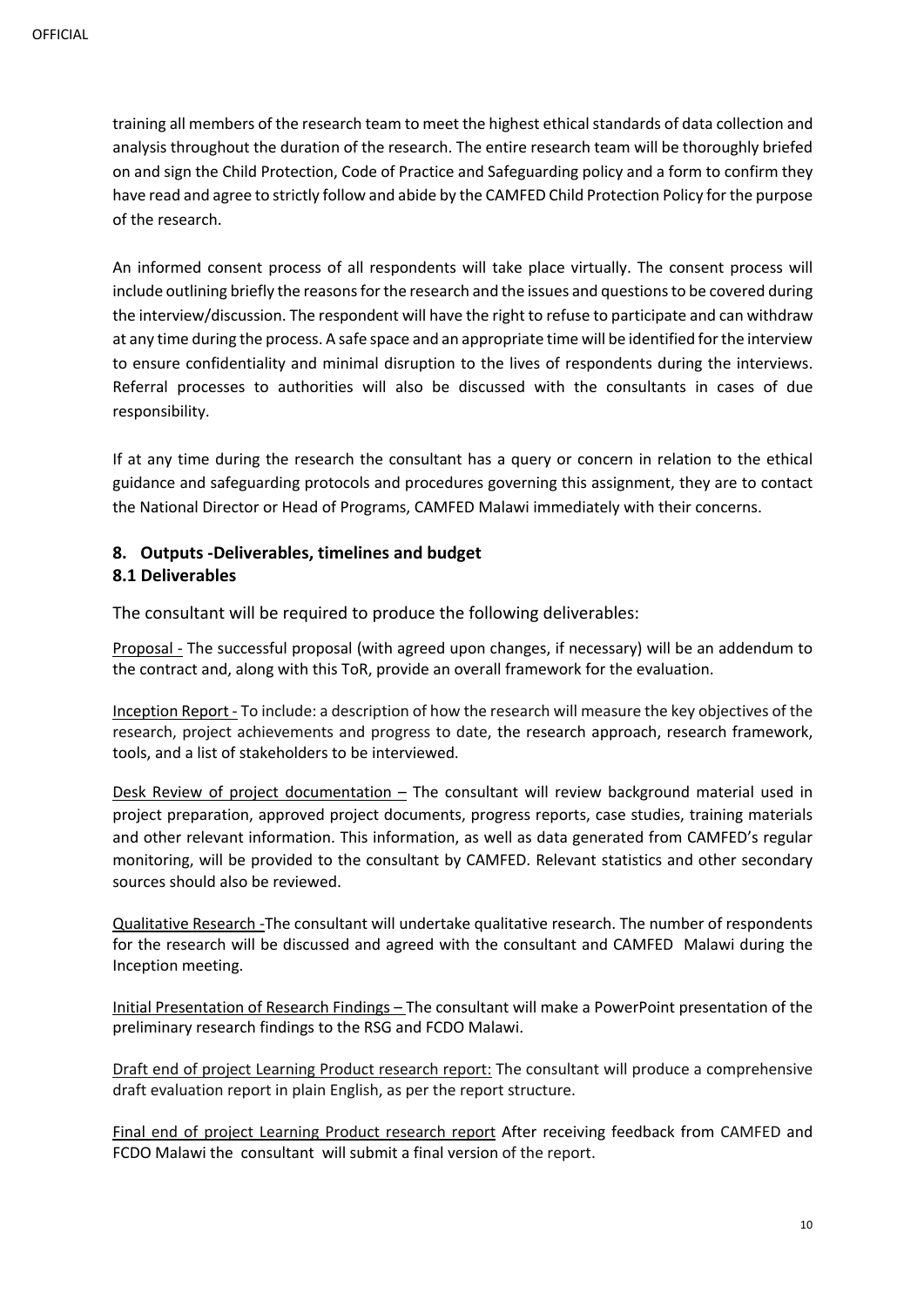training all members of the research team to meet the highest ethical standards of data collection and analysis throughout the duration of the research. The entire research team will be thoroughly briefed on and sign the Child Protection, Code of Practice and Safeguarding policy and a form to confirm they have read and agree to strictly follow and abide by the CAMFED Child Protection Policy for the purpose of the research.

An informed consent process of all respondents will take place virtually. The consent process will include outlining briefly the reasons for the research and the issues and questions to be covered during the interview/discussion. The respondent will have the right to refuse to participate and can withdraw at any time during the process. A safe space and an appropriate time will be identified for the interview to ensure confidentiality and minimal disruption to the lives of respondents during the interviews. Referral processes to authorities will also be discussed with the consultants in cases of due responsibility.

If at any time during the research the consultant has a query or concern in relation to the ethical guidance and safeguarding protocols and procedures governing this assignment, they are to contact the National Director or Head of Programs, CAMFED Malawi immediately with their concerns.

## 8. Outputs -Deliverables, timelines and budget

### 8.1 Deliverables

The consultant will be required to produce the following deliverables:

Proposal - The successful proposal (with agreed upon changes, if necessary) will be an addendum to the contract and, along with this ToR, provide an overall framework for the evaluation.

Inception Report - To include: a description of how the research will measure the key objectives of the research, project achievements and progress to date, the research approach, research framework, tools, and a list of stakeholders to be interviewed.

Desk Review of project documentation – The consultant will review background material used in project preparation, approved project documents, progress reports, case studies, training materials and other relevant information. This information, as well as data generated from CAMFED's regular monitoring, will be provided to the consultant by CAMFED. Relevant statistics and other secondary sources should also be reviewed.

Qualitative Research -The consultant will undertake qualitative research. The number of respondents for the research will be discussed and agreed with the consultant and CAMFED Malawi during the Inception meeting.

Initial Presentation of Research Findings – The consultant will make a PowerPoint presentation of the preliminary research findings to the RSG and FCDO Malawi.

Draft end of project Learning Product research report: The consultant will produce a comprehensive draft evaluation report in plain English, as per the report structure.

Final end of project Learning Product research report After receiving feedback from CAMFED and FCDO Malawi the consultant will submit a final version of the report.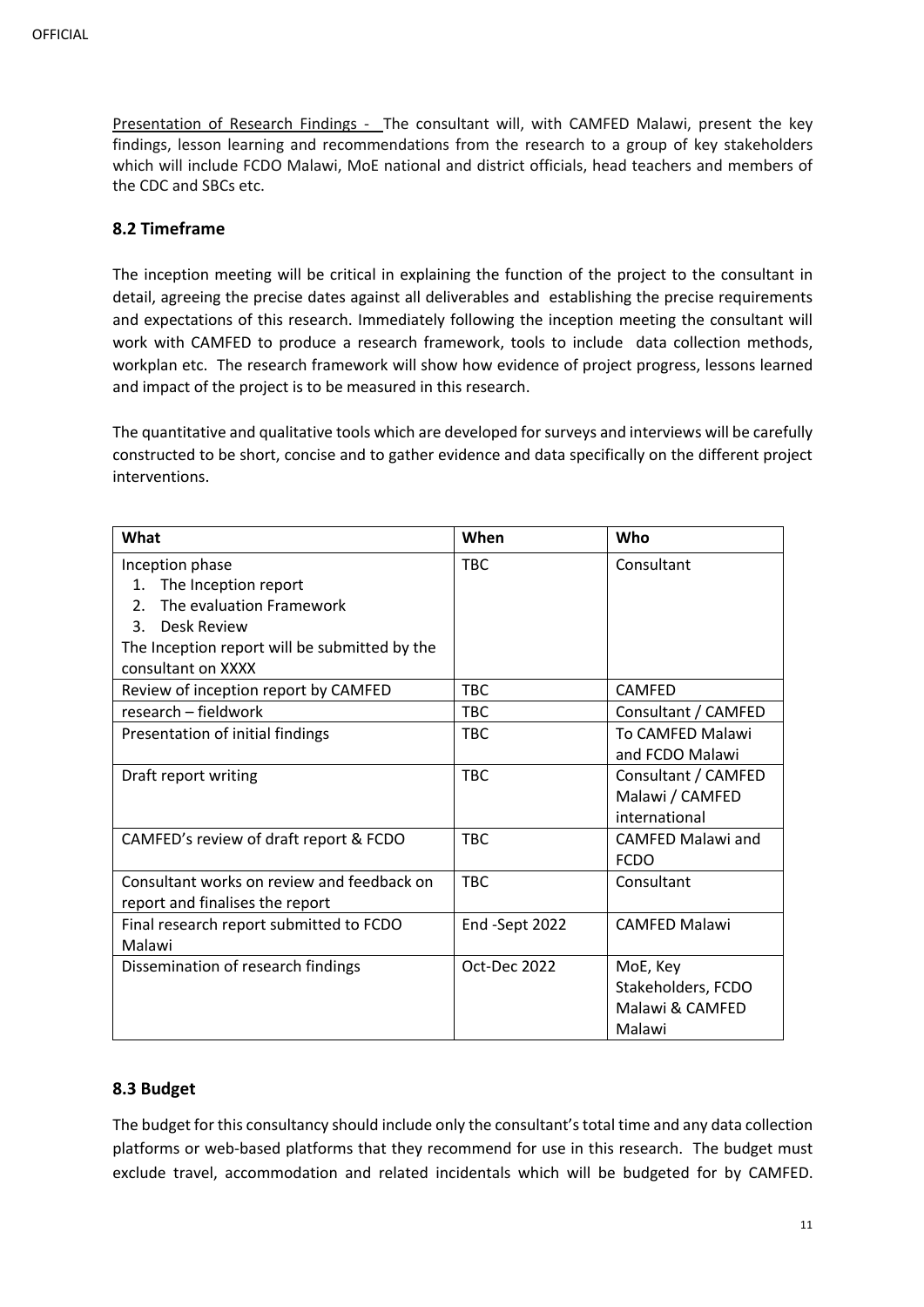Presentation of Research Findings - The consultant will, with CAMFED Malawi, present the key findings, lesson learning and recommendations from the research to a group of key stakeholders which will include FCDO Malawi, MoE national and district officials, head teachers and members of the CDC and SBCs etc.

### 8.2 Timeframe

The inception meeting will be critical in explaining the function of the project to the consultant in detail, agreeing the precise dates against all deliverables and establishing the precise requirements and expectations of this research. Immediately following the inception meeting the consultant will work with CAMFED to produce a research framework, tools to include data collection methods, workplan etc. The research framework will show how evidence of project progress, lessons learned and impact of the project is to be measured in this research.

The quantitative and qualitative tools which are developed for surveys and interviews will be carefully constructed to be short, concise and to gather evidence and data specifically on the different project interventions.

| What | When | Who |
|---|---|---|
| Inception phase<br>1. The Inception report<br>2. The evaluation Framework<br>3. Desk Review<br>The Inception report will be submitted by the consultant on XXXX | TBC | Consultant |
| Review of inception report by CAMFED | TBC | CAMFED |
| research – fieldwork | TBC | Consultant / CAMFED |
| Presentation of initial findings | TBC | To CAMFED Malawi and FCDO Malawi |
| Draft report writing | TBC | Consultant / CAMFED Malawi / CAMFED international |
| CAMFED's review of draft report & FCDO | TBC | CAMFED Malawi and FCDO |
| Consultant works on review and feedback on report and finalises the report | TBC | Consultant |
| Final research report submitted to FCDO Malawi | End -Sept 2022 | CAMFED Malawi |
| Dissemination of research findings | Oct-Dec 2022 | MoE, Key Stakeholders, FCDO Malawi & CAMFED Malawi |

### 8.3 Budget

The budget for this consultancy should include only the consultant's total time and any data collection platforms or web-based platforms that they recommend for use in this research. The budget must exclude travel, accommodation and related incidentals which will be budgeted for by CAMFED.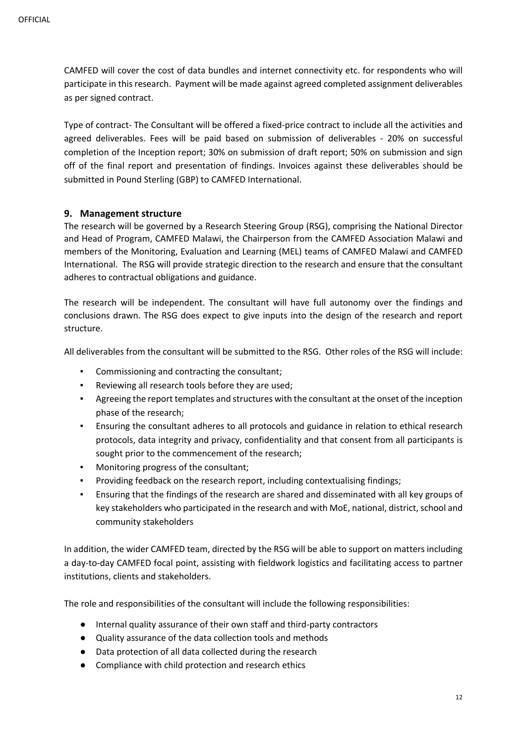CAMFED will cover the cost of data bundles and internet connectivity etc. for respondents who will participate in this research. Payment will be made against agreed completed assignment deliverables as per signed contract.

Type of contract- The Consultant will be offered a fixed-price contract to include all the activities and agreed deliverables. Fees will be paid based on submission of deliverables - 20% on successful completion of the Inception report; 30% on submission of draft report; 50% on submission and sign off of the final report and presentation of findings. Invoices against these deliverables should be submitted in Pound Sterling (GBP) to CAMFED International.

## 9. Management structure

The research will be governed by a Research Steering Group (RSG), comprising the National Director and Head of Program, CAMFED Malawi, the Chairperson from the CAMFED Association Malawi and members of the Monitoring, Evaluation and Learning (MEL) teams of CAMFED Malawi and CAMFED International. The RSG will provide strategic direction to the research and ensure that the consultant adheres to contractual obligations and guidance.

The research will be independent. The consultant will have full autonomy over the findings and conclusions drawn. The RSG does expect to give inputs into the design of the research and report structure.

All deliverables from the consultant will be submitted to the RSG. Other roles of the RSG will include:

- Commissioning and contracting the consultant;
- Reviewing all research tools before they are used;
- Agreeing the report templates and structures with the consultant at the onset of the inception phase of the research;
- Ensuring the consultant adheres to all protocols and guidance in relation to ethical research protocols, data integrity and privacy, confidentiality and that consent from all participants is sought prior to the commencement of the research;
- Monitoring progress of the consultant;
- Providing feedback on the research report, including contextualising findings;
- Ensuring that the findings of the research are shared and disseminated with all key groups of key stakeholders who participated in the research and with MoE, national, district, school and community stakeholders

In addition, the wider CAMFED team, directed by the RSG will be able to support on matters including a day-to-day CAMFED focal point, assisting with fieldwork logistics and facilitating access to partner institutions, clients and stakeholders.

The role and responsibilities of the consultant will include the following responsibilities:

- Internal quality assurance of their own staff and third-party contractors
- Quality assurance of the data collection tools and methods
- Data protection of all data collected during the research
- Compliance with child protection and research ethics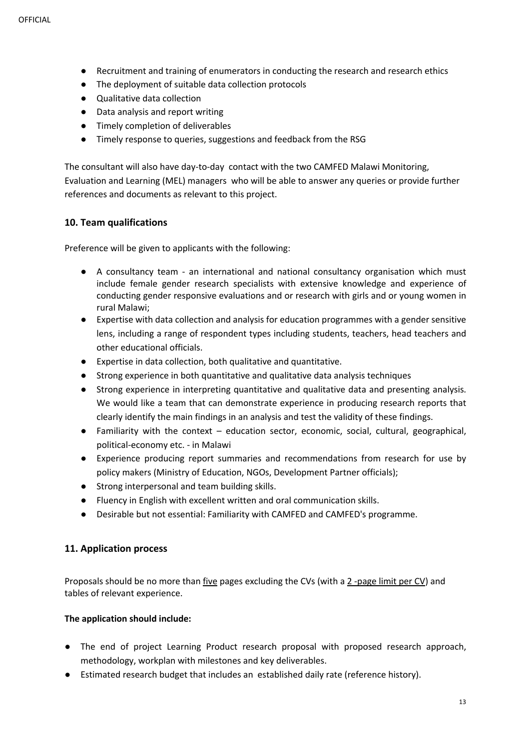- Recruitment and training of enumerators in conducting the research and research ethics
- The deployment of suitable data collection protocols
- Qualitative data collection
- Data analysis and report writing
- Timely completion of deliverables
- Timely response to queries, suggestions and feedback from the RSG

The consultant will also have day-to-day contact with the two CAMFED Malawi Monitoring, Evaluation and Learning (MEL) managers who will be able to answer any queries or provide further references and documents as relevant to this project.

## 10. Team qualifications

Preference will be given to applicants with the following:

- A consultancy team - an international and national consultancy organisation which must include female gender research specialists with extensive knowledge and experience of conducting gender responsive evaluations and or research with girls and or young women in rural Malawi;
- Expertise with data collection and analysis for education programmes with a gender sensitive lens, including a range of respondent types including students, teachers, head teachers and other educational officials.
- Expertise in data collection, both qualitative and quantitative.
- Strong experience in both quantitative and qualitative data analysis techniques
- Strong experience in interpreting quantitative and qualitative data and presenting analysis. We would like a team that can demonstrate experience in producing research reports that clearly identify the main findings in an analysis and test the validity of these findings.
- Familiarity with the context – education sector, economic, social, cultural, geographical, political-economy etc. - in Malawi
- Experience producing report summaries and recommendations from research for use by policy makers (Ministry of Education, NGOs, Development Partner officials);
- Strong interpersonal and team building skills.
- Fluency in English with excellent written and oral communication skills.
- Desirable but not essential: Familiarity with CAMFED and CAMFED's programme.

## 11. Application process

Proposals should be no more than five pages excluding the CVs (with a 2 -page limit per CV) and tables of relevant experience.

**The application should include:**

- The end of project Learning Product research proposal with proposed research approach, methodology, workplan with milestones and key deliverables.
- Estimated research budget that includes an established daily rate (reference history).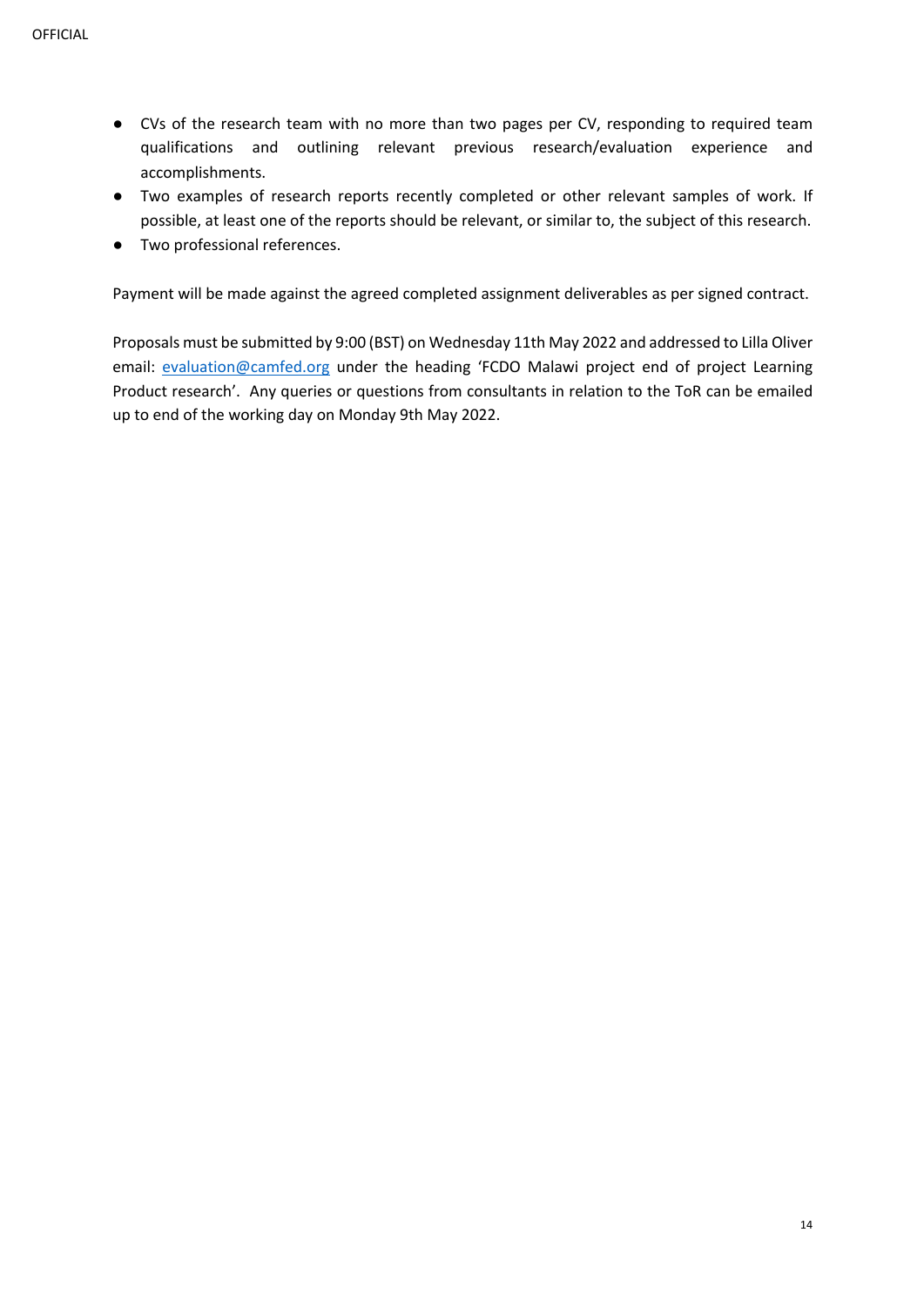- CVs of the research team with no more than two pages per CV, responding to required team qualifications and outlining relevant previous research/evaluation experience and accomplishments.
- Two examples of research reports recently completed or other relevant samples of work. If possible, at least one of the reports should be relevant, or similar to, the subject of this research.
- Two professional references.

Payment will be made against the agreed completed assignment deliverables as per signed contract.

Proposals must be submitted by 9:00 (BST) on Wednesday 11th May 2022 and addressed to Lilla Oliver email: [evaluation@camfed.org](mailto:evaluation@camfed.org) under the heading 'FCDO Malawi project end of project Learning Product research'. Any queries or questions from consultants in relation to the ToR can be emailed up to end of the working day on Monday 9th May 2022.